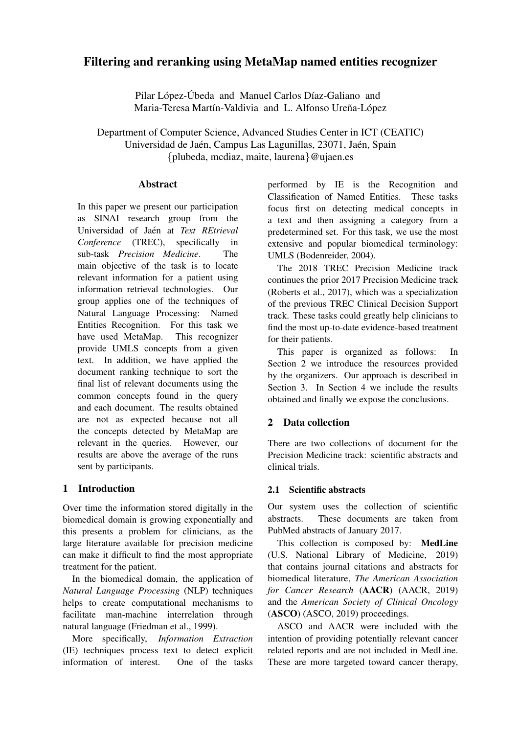# Filtering and reranking using MetaMap named entities recognizer

Pilar López-Úbeda and Manuel Carlos Díaz-Galiano and
Maria-Teresa Martín-Valdivia and L. Alfonso Ureña-López

Department of Computer Science, Advanced Studies Center in ICT (CEATIC)
Universidad de Jaén, Campus Las Lagunillas, 23071, Jaén, Spain
{plubeda, mcdiaz, maite, laurena}@ujaen.es

## Abstract

In this paper we present our participation as SINAI research group from the Universidad of Jaén at *Text REtrieval Conference* (TREC), specifically in sub-task *Precision Medicine*. The main objective of the task is to locate relevant information for a patient using information retrieval technologies. Our group applies one of the techniques of Natural Language Processing: Named Entities Recognition. For this task we have used MetaMap. This recognizer provide UMLS concepts from a given text. In addition, we have applied the document ranking technique to sort the final list of relevant documents using the common concepts found in the query and each document. The results obtained are not as expected because not all the concepts detected by MetaMap are relevant in the queries. However, our results are above the average of the runs sent by participants.

## 1 Introduction

Over time the information stored digitally in the biomedical domain is growing exponentially and this presents a problem for clinicians, as the large literature available for precision medicine can make it difficult to find the most appropriate treatment for the patient.

In the biomedical domain, the application of *Natural Language Processing* (NLP) techniques helps to create computational mechanisms to facilitate man-machine interrelation through natural language (Friedman et al., 1999).

More specifically, *Information Extraction* (IE) techniques process text to detect explicit information of interest. One of the tasks performed by IE is the Recognition and Classification of Named Entities. These tasks focus first on detecting medical concepts in a text and then assigning a category from a predetermined set. For this task, we use the most extensive and popular biomedical terminology: UMLS (Bodenreider, 2004).

The 2018 TREC Precision Medicine track continues the prior 2017 Precision Medicine track (Roberts et al., 2017), which was a specialization of the previous TREC Clinical Decision Support track. These tasks could greatly help clinicians to find the most up-to-date evidence-based treatment for their patients.

This paper is organized as follows: In Section 2 we introduce the resources provided by the organizers. Our approach is described in Section 3. In Section 4 we include the results obtained and finally we expose the conclusions.

## 2 Data collection

There are two collections of document for the Precision Medicine track: scientific abstracts and clinical trials.

### 2.1 Scientific abstracts

Our system uses the collection of scientific abstracts. These documents are taken from PubMed abstracts of January 2017.

This collection is composed by: **MedLine** (U.S. National Library of Medicine, 2019) that contains journal citations and abstracts for biomedical literature, *The American Association for Cancer Research* (**AACR**) (AACR, 2019) and the *American Society of Clinical Oncology* (**ASCO**) (ASCO, 2019) proceedings.

ASCO and AACR were included with the intention of providing potentially relevant cancer related reports and are not included in MedLine. These are more targeted toward cancer therapy,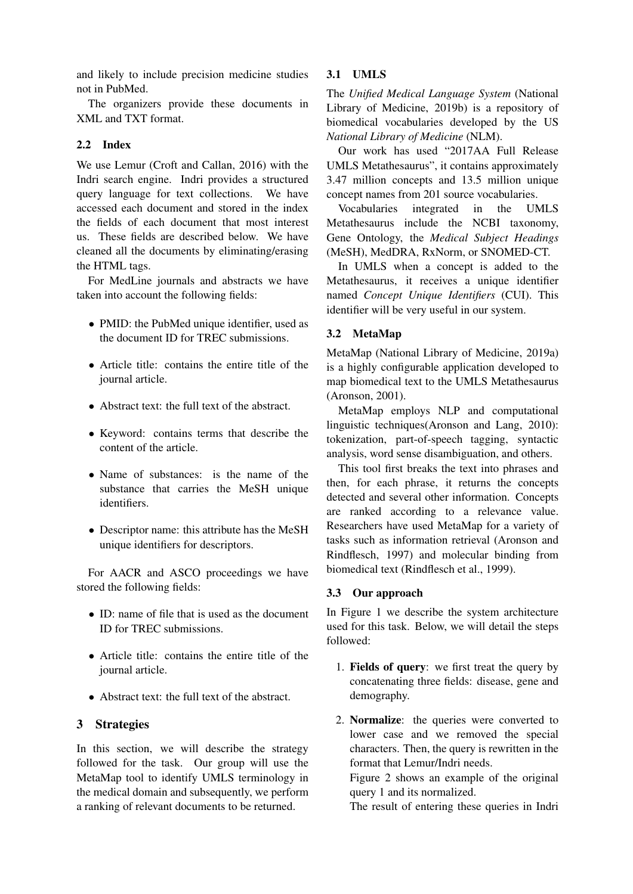and likely to include precision medicine studies not in PubMed.

The organizers provide these documents in XML and TXT format.

### 2.2 Index

We use Lemur (Croft and Callan, 2016) with the Indri search engine. Indri provides a structured query language for text collections. We have accessed each document and stored in the index the fields of each document that most interest us. These fields are described below. We have cleaned all the documents by eliminating/erasing the HTML tags.

For MedLine journals and abstracts we have taken into account the following fields:

- PMID: the PubMed unique identifier, used as the document ID for TREC submissions.
- Article title: contains the entire title of the journal article.
- Abstract text: the full text of the abstract.
- Keyword: contains terms that describe the content of the article.
- Name of substances: is the name of the substance that carries the MeSH unique identifiers.
- Descriptor name: this attribute has the MeSH unique identifiers for descriptors.

For AACR and ASCO proceedings we have stored the following fields:

- ID: name of file that is used as the document ID for TREC submissions.
- Article title: contains the entire title of the journal article.
- Abstract text: the full text of the abstract.

## 3 Strategies

In this section, we will describe the strategy followed for the task. Our group will use the MetaMap tool to identify UMLS terminology in the medical domain and subsequently, we perform a ranking of relevant documents to be returned.

### 3.1 UMLS

The *Unified Medical Language System* (National Library of Medicine, 2019b) is a repository of biomedical vocabularies developed by the US *National Library of Medicine* (NLM).

Our work has used "2017AA Full Release UMLS Metathesaurus", it contains approximately 3.47 million concepts and 13.5 million unique concept names from 201 source vocabularies.

Vocabularies integrated in the UMLS Metathesaurus include the NCBI taxonomy, Gene Ontology, the *Medical Subject Headings* (MeSH), MedDRA, RxNorm, or SNOMED-CT.

In UMLS when a concept is added to the Metathesaurus, it receives a unique identifier named *Concept Unique Identifiers* (CUI). This identifier will be very useful in our system.

### 3.2 MetaMap

MetaMap (National Library of Medicine, 2019a) is a highly configurable application developed to map biomedical text to the UMLS Metathesaurus (Aronson, 2001).

MetaMap employs NLP and computational linguistic techniques(Aronson and Lang, 2010): tokenization, part-of-speech tagging, syntactic analysis, word sense disambiguation, and others.

This tool first breaks the text into phrases and then, for each phrase, it returns the concepts detected and several other information. Concepts are ranked according to a relevance value. Researchers have used MetaMap for a variety of tasks such as information retrieval (Aronson and Rindflesch, 1997) and molecular binding from biomedical text (Rindflesch et al., 1999).

### 3.3 Our approach

In Figure 1 we describe the system architecture used for this task. Below, we will detail the steps followed:

1. **Fields of query**: we first treat the query by concatenating three fields: disease, gene and demography.
2. **Normalize**: the queries were converted to lower case and we removed the special characters. Then, the query is rewritten in the format that Lemur/Indri needs.

   Figure 2 shows an example of the original query 1 and its normalized.

   The result of entering these queries in Indri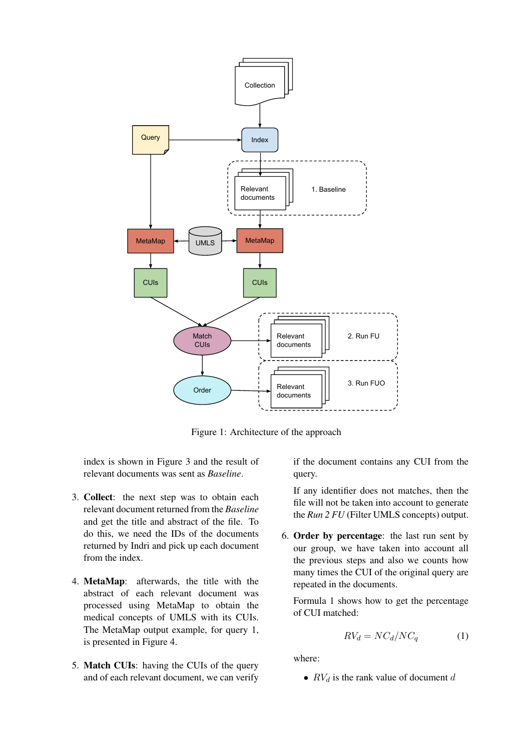Figure 1: Architecture of the approach

index is shown in Figure 3 and the result of relevant documents was sent as *Baseline*.

3. **Collect**: the next step was to obtain each relevant document returned from the *Baseline* and get the title and abstract of the file. To do this, we need the IDs of the documents returned by Indri and pick up each document from the index.

4. **MetaMap**: afterwards, the title with the abstract of each relevant document was processed using MetaMap to obtain the medical concepts of UMLS with its CUIs. The MetaMap output example, for query 1, is presented in Figure 4.

5. **Match CUIs**: having the CUIs of the query and of each relevant document, we can verify if the document contains any CUI from the query.

   If any identifier does not matches, then the file will not be taken into account to generate the *Run 2 FU* (Filter UMLS concepts) output.

6. **Order by percentage**: the last run sent by our group, we have taken into account all the previous steps and also we counts how many times the CUI of the original query are repeated in the documents.

   Formula 1 shows how to get the percentage of CUI matched:

$$RV_d = NC_d / NC_q \qquad (1)$$

where:

- $RV_d$ is the rank value of document $d$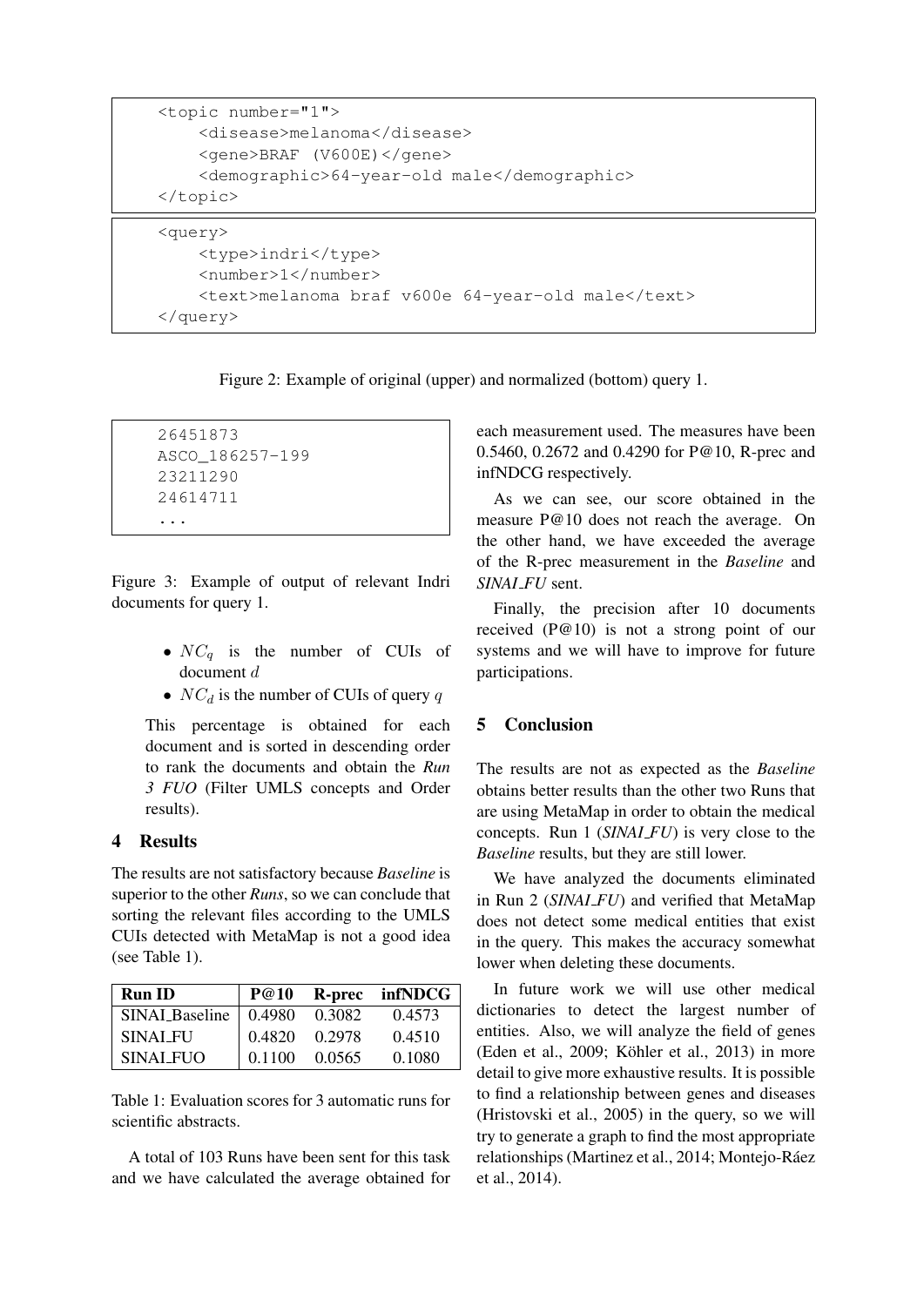```
<topic number="1">
    <disease>melanoma</disease>
    <gene>BRAF (V600E)</gene>
    <demographic>64-year-old male</demographic>
</topic>
```

```
<query>
    <type>indri</type>
    <number>1</number>
    <text>melanoma braf v600e 64-year-old male</text>
</query>
```

Figure 2: Example of original (upper) and normalized (bottom) query 1.

```
26451873
ASCO_186257-199
23211290
24614711
...
```

Figure 3: Example of output of relevant Indri documents for query 1.

- $NC_q$ is the number of CUIs of document $d$
- $NC_d$ is the number of CUIs of query $q$

This percentage is obtained for each document and is sorted in descending order to rank the documents and obtain the *Run 3 FUO* (Filter UMLS concepts and Order results).

## 4 Results

The results are not satisfactory because *Baseline* is superior to the other *Runs*, so we can conclude that sorting the relevant files according to the UMLS CUIs detected with MetaMap is not a good idea (see Table 1).

| Run ID | P@10 | R-prec | infNDCG |
|---|---|---|---|
| SINAI_Baseline | 0.4980 | 0.3082 | 0.4573 |
| SINAI_FU | 0.4820 | 0.2978 | 0.4510 |
| SINAI_FUO | 0.1100 | 0.0565 | 0.1080 |

Table 1: Evaluation scores for 3 automatic runs for scientific abstracts.

A total of 103 Runs have been sent for this task and we have calculated the average obtained for each measurement used. The measures have been 0.5460, 0.2672 and 0.4290 for P@10, R-prec and infNDCG respectively.

As we can see, our score obtained in the measure P@10 does not reach the average. On the other hand, we have exceeded the average of the R-prec measurement in the *Baseline* and *SINAI_FU* sent.

Finally, the precision after 10 documents received (P@10) is not a strong point of our systems and we will have to improve for future participations.

## 5 Conclusion

The results are not as expected as the *Baseline* obtains better results than the other two Runs that are using MetaMap in order to obtain the medical concepts. Run 1 (*SINAI_FU*) is very close to the *Baseline* results, but they are still lower.

We have analyzed the documents eliminated in Run 2 (*SINAI_FU*) and verified that MetaMap does not detect some medical entities that exist in the query. This makes the accuracy somewhat lower when deleting these documents.

In future work we will use other medical dictionaries to detect the largest number of entities. Also, we will analyze the field of genes (Eden et al., 2009; Köhler et al., 2013) in more detail to give more exhaustive results. It is possible to find a relationship between genes and diseases (Hristovski et al., 2005) in the query, so we will try to generate a graph to find the most appropriate relationships (Martinez et al., 2014; Montejo-Ráez et al., 2014).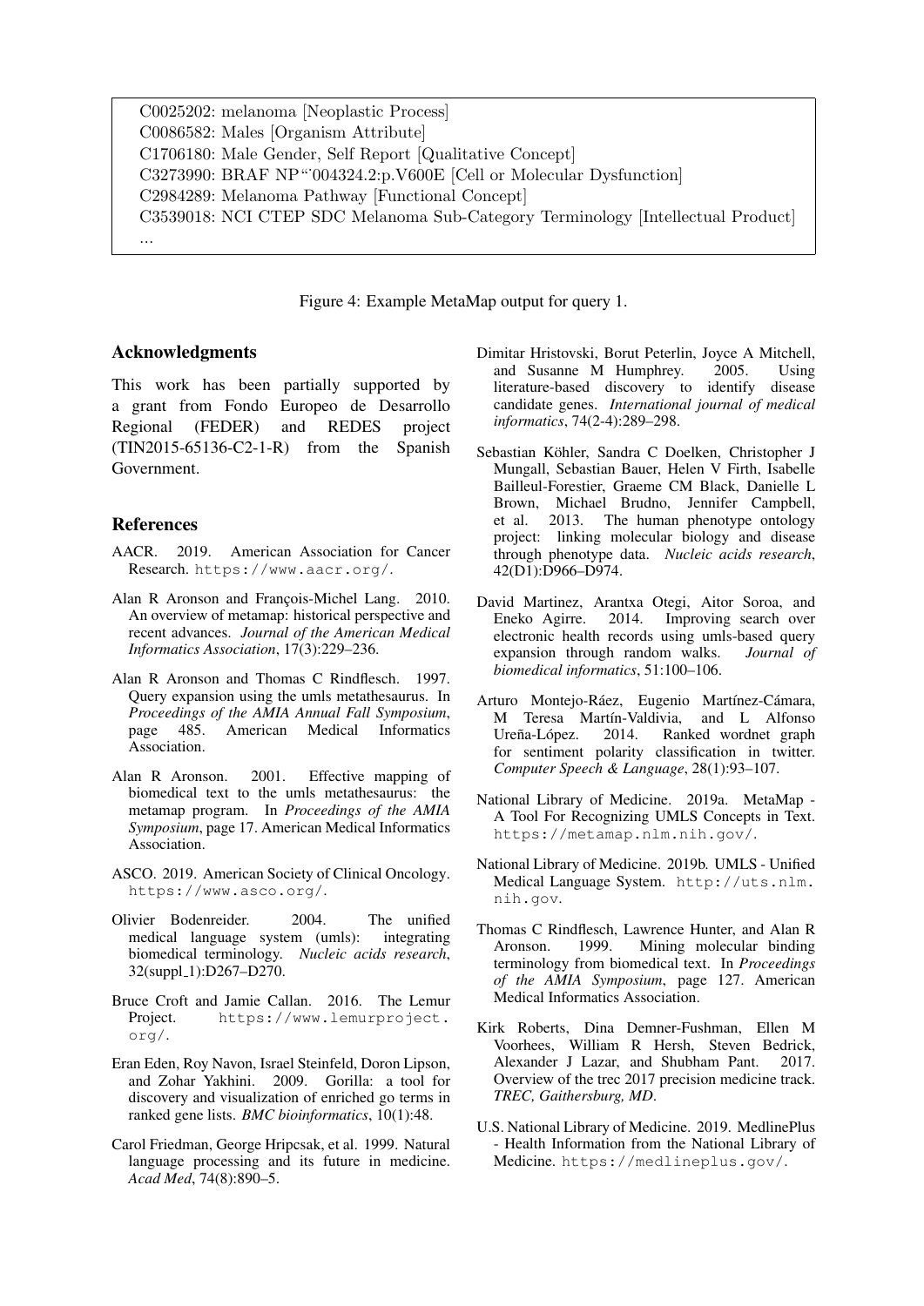C0025202: melanoma [Neoplastic Process]
C0086582: Males [Organism Attribute]
C1706180: Male Gender, Self Report [Qualitative Concept]
C3273990: BRAF NP"¨004324.2:p.V600E [Cell or Molecular Dysfunction]
C2984289: Melanoma Pathway [Functional Concept]
C3539018: NCI CTEP SDC Melanoma Sub-Category Terminology [Intellectual Product]
...

Figure 4: Example MetaMap output for query 1.

## Acknowledgments

This work has been partially supported by a grant from Fondo Europeo de Desarrollo Regional (FEDER) and REDES project (TIN2015-65136-C2-1-R) from the Spanish Government.

## References

AACR. 2019. American Association for Cancer Research. https://www.aacr.org/.

Alan R Aronson and François-Michel Lang. 2010. An overview of metamap: historical perspective and recent advances. *Journal of the American Medical Informatics Association*, 17(3):229–236.

Alan R Aronson and Thomas C Rindflesch. 1997. Query expansion using the umls metathesaurus. In *Proceedings of the AMIA Annual Fall Symposium*, page 485. American Medical Informatics Association.

Alan R Aronson. 2001. Effective mapping of biomedical text to the umls metathesaurus: the metamap program. In *Proceedings of the AMIA Symposium*, page 17. American Medical Informatics Association.

ASCO. 2019. American Society of Clinical Oncology. https://www.asco.org/.

Olivier Bodenreider. 2004. The unified medical language system (umls): integrating biomedical terminology. *Nucleic acids research*, 32(suppl_1):D267–D270.

Bruce Croft and Jamie Callan. 2016. The Lemur Project. https://www.lemurproject.org/.

Eran Eden, Roy Navon, Israel Steinfeld, Doron Lipson, and Zohar Yakhini. 2009. Gorilla: a tool for discovery and visualization of enriched go terms in ranked gene lists. *BMC bioinformatics*, 10(1):48.

Carol Friedman, George Hripcsak, et al. 1999. Natural language processing and its future in medicine. *Acad Med*, 74(8):890–5.

Dimitar Hristovski, Borut Peterlin, Joyce A Mitchell, and Susanne M Humphrey. 2005. Using literature-based discovery to identify disease candidate genes. *International journal of medical informatics*, 74(2-4):289–298.

Sebastian Köhler, Sandra C Doelken, Christopher J Mungall, Sebastian Bauer, Helen V Firth, Isabelle Bailleul-Forestier, Graeme CM Black, Danielle L Brown, Michael Brudno, Jennifer Campbell, et al. 2013. The human phenotype ontology project: linking molecular biology and disease through phenotype data. *Nucleic acids research*, 42(D1):D966–D974.

David Martinez, Arantxa Otegi, Aitor Soroa, and Eneko Agirre. 2014. Improving search over electronic health records using umls-based query expansion through random walks. *Journal of biomedical informatics*, 51:100–106.

Arturo Montejo-Ráez, Eugenio Martínez-Cámara, M Teresa Martín-Valdivia, and L Alfonso Ureña-López. 2014. Ranked wordnet graph for sentiment polarity classification in twitter. *Computer Speech & Language*, 28(1):93–107.

National Library of Medicine. 2019a. MetaMap - A Tool For Recognizing UMLS Concepts in Text. https://metamap.nlm.nih.gov/.

National Library of Medicine. 2019b. UMLS - Unified Medical Language System. http://uts.nlm.nih.gov.

Thomas C Rindflesch, Lawrence Hunter, and Alan R Aronson. 1999. Mining molecular binding terminology from biomedical text. In *Proceedings of the AMIA Symposium*, page 127. American Medical Informatics Association.

Kirk Roberts, Dina Demner-Fushman, Ellen M Voorhees, William R Hersh, Steven Bedrick, Alexander J Lazar, and Shubham Pant. 2017. Overview of the trec 2017 precision medicine track. *TREC, Gaithersburg, MD*.

U.S. National Library of Medicine. 2019. MedlinePlus - Health Information from the National Library of Medicine. https://medlineplus.gov/.